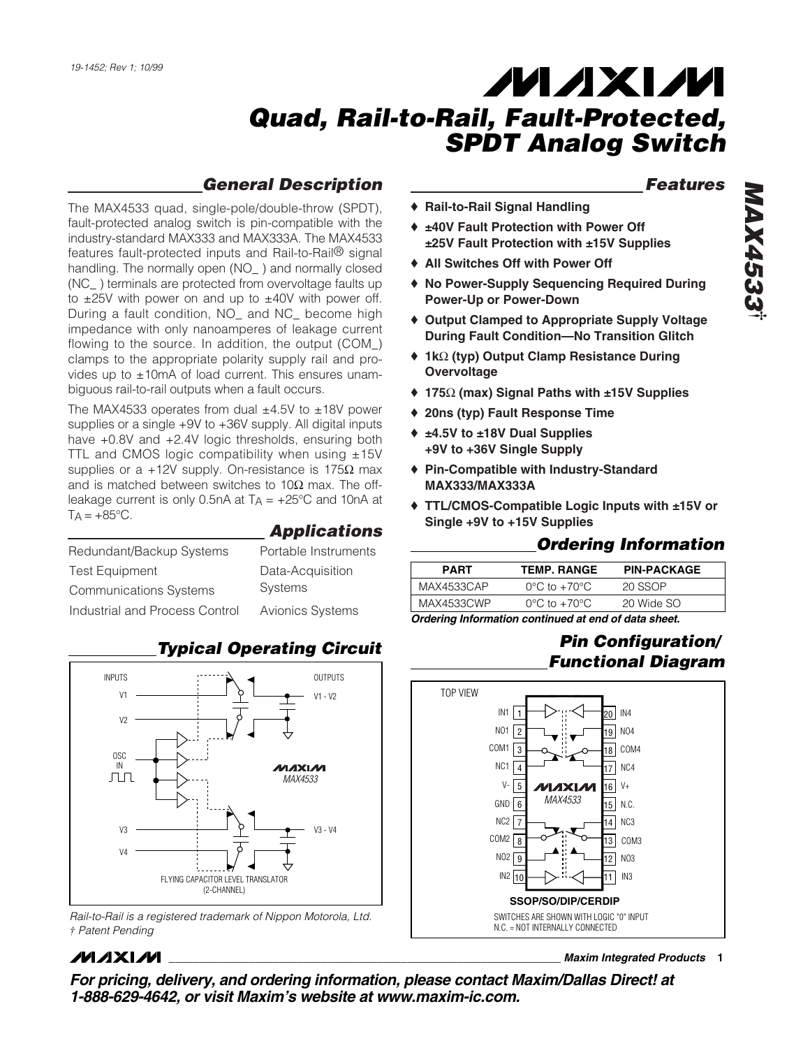19-1452; Rev 1; 10/99

# Quad, Rail-to-Rail, Fault-Protected, SPDT Analog Switch

# MAX4533†

## General Description

The MAX4533 quad, single-pole/double-throw (SPDT), fault-protected analog switch is pin-compatible with the industry-standard MAX333 and MAX333A. The MAX4533 features fault-protected inputs and Rail-to-Rail® signal handling. The normally open (NO_ ) and normally closed (NC_ ) terminals are protected from overvoltage faults up to ±25V with power on and up to ±40V with power off. During a fault condition, NO_ and NC_ become high impedance with only nanoamperes of leakage current flowing to the source. In addition, the output (COM_) clamps to the appropriate polarity supply rail and provides up to ±10mA of load current. This ensures unambiguous rail-to-rail outputs when a fault occurs.

The MAX4533 operates from dual ±4.5V to ±18V power supplies or a single +9V to +36V supply. All digital inputs have +0.8V and +2.4V logic thresholds, ensuring both TTL and CMOS logic compatibility when using ±15V supplies or a +12V supply. On-resistance is 175Ω max and is matched between switches to 10Ω max. The off-leakage current is only 0.5nA at $T_A$ = +25°C and 10nA at $T_A$ = +85°C.

## Applications

- Redundant/Backup Systems
- Test Equipment
- Communications Systems
- Industrial and Process Control
- Portable Instruments
- Data-Acquisition Systems
- Avionics Systems

## Features

- ♦ Rail-to-Rail Signal Handling
- ♦ ±40V Fault Protection with Power Off
  ±25V Fault Protection with ±15V Supplies
- ♦ All Switches Off with Power Off
- ♦ No Power-Supply Sequencing Required During Power-Up or Power-Down
- ♦ Output Clamped to Appropriate Supply Voltage During Fault Condition—No Transition Glitch
- ♦ 1kΩ (typ) Output Clamp Resistance During Overvoltage
- ♦ 175Ω (max) Signal Paths with ±15V Supplies
- ♦ 20ns (typ) Fault Response Time
- ♦ ±4.5V to ±18V Dual Supplies
  +9V to +36V Single Supply
- ♦ Pin-Compatible with Industry-Standard MAX333/MAX333A
- ♦ TTL/CMOS-Compatible Logic Inputs with ±15V or Single +9V to +15V Supplies

## Ordering Information

| PART | TEMP. RANGE | PIN-PACKAGE |
|---|---|---|
| MAX4533CAP | 0°C to +70°C | 20 SSOP |
| MAX4533CWP | 0°C to +70°C | 20 Wide SO |

*Ordering Information continued at end of data sheet.*

## Typical Operating Circuit

INPUTS: V1, V2, OSC IN, V3, V4
OUTPUTS: V1 - V2, V3 - V4
MAX4533
FLYING CAPACITOR LEVEL TRANSLATOR (2-CHANNEL)

*Rail-to-Rail is a registered trademark of Nippon Motorola, Ltd.*
*† Patent Pending*

## Pin Configuration/Functional Diagram

TOP VIEW

| Pin | Name | Pin | Name |
|---|---|---|---|
| 1 | IN1 | 20 | IN4 |
| 2 | NO1 | 19 | NO4 |
| 3 | COM1 | 18 | COM4 |
| 4 | NC1 | 17 | NC4 |
| 5 | V- | 16 | V+ |
| 6 | GND | 15 | N.C. |
| 7 | NC2 | 14 | NC3 |
| 8 | COM2 | 13 | COM3 |
| 9 | NO2 | 12 | NO3 |
| 10 | IN2 | 11 | IN3 |

**SSOP/SO/DIP/CERDIP**

SWITCHES ARE SHOWN WITH LOGIC "0" INPUT
N.C. = NOT INTERNALLY CONNECTED

**Maxim Integrated Products**

***For pricing, delivery, and ordering information, please contact Maxim/Dallas Direct! at 1-888-629-4642, or visit Maxim's website at www.maxim-ic.com.***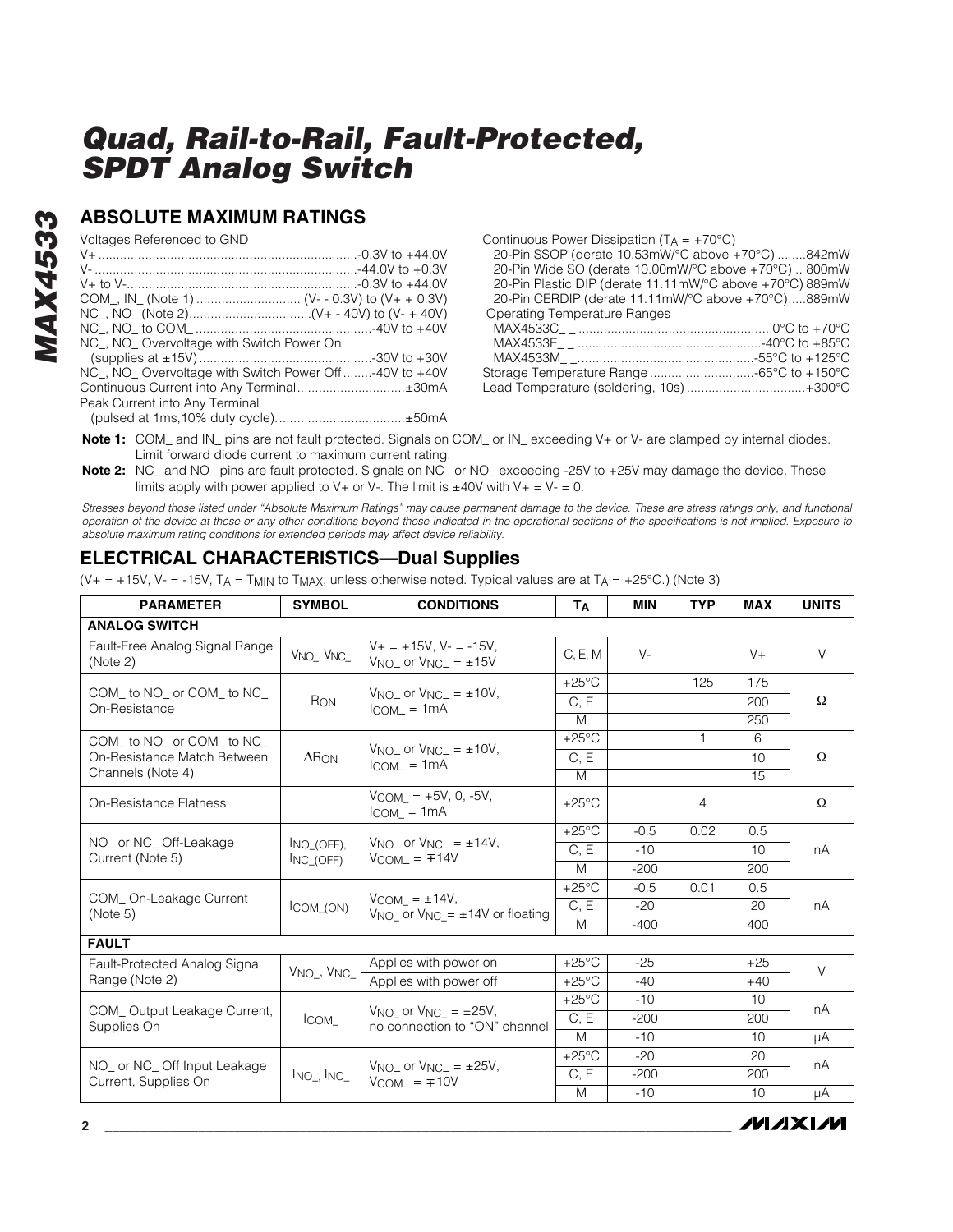# Quad, Rail-to-Rail, Fault-Protected, SPDT Analog Switch

## ABSOLUTE MAXIMUM RATINGS

Voltages Referenced to GND

- V+ ....................................................................-0.3V to +44.0V
- V- ......................................................................-44.0V to +0.3V
- V+ to V-...............................................................-0.3V to +44.0V
- COM_, IN_ (Note 1) ............................ (V- - 0.3V) to (V+ + 0.3V)
- NC_, NO_ (Note 2).................................(V+ - 40V) to (V- + 40V)
- NC_, NO_ to COM_ ................................................-40V to +40V
- NC_, NO_ Overvoltage with Switch Power On (supplies at ±15V)................................................-30V to +30V
- NC_, NO_ Overvoltage with Switch Power Off........-40V to +40V
- Continuous Current into Any Terminal.............................±30mA
- Peak Current into Any Terminal (pulsed at 1ms,10% duty cycle)...................................±50mA

Continuous Power Dissipation ($T_A$ = +70°C)

- 20-Pin SSOP (derate 10.53mW/°C above +70°C) ........842mW
- 20-Pin Wide SO (derate 10.00mW/°C above +70°C) .. 800mW
- 20-Pin Plastic DIP (derate 11.11mW/°C above +70°C) 889mW
- 20-Pin CERDIP (derate 11.11mW/°C above +70°C).....889mW

Operating Temperature Ranges

- MAX4533C_ _ .....................................................0°C to +70°C
- MAX4533E_ _ ..................................................-40°C to +85°C
- MAX4533M_ _...............................................-55°C to +125°C

Storage Temperature Range .............................-65°C to +150°C

Lead Temperature (soldering, 10s) ................................+300°C

**Note 1:** COM_ and IN_ pins are not fault protected. Signals on COM_ or IN_ exceeding V+ or V- are clamped by internal diodes. Limit forward diode current to maximum current rating.

**Note 2:** NC_ and NO_ pins are fault protected. Signals on NC_ or NO_ exceeding -25V to +25V may damage the device. These limits apply with power applied to V+ or V-. The limit is ±40V with V+ = V- = 0.

*Stresses beyond those listed under "Absolute Maximum Ratings" may cause permanent damage to the device. These are stress ratings only, and functional operation of the device at these or any other conditions beyond those indicated in the operational sections of the specifications is not implied. Exposure to absolute maximum rating conditions for extended periods may affect device reliability.*

## ELECTRICAL CHARACTERISTICS—Dual Supplies

(V+ = +15V, V- = -15V, $T_A$ = $T_{MIN}$ to $T_{MAX}$, unless otherwise noted. Typical values are at $T_A$ = +25°C.) (Note 3)

| PARAMETER | SYMBOL | CONDITIONS | $T_A$ | MIN | TYP | MAX | UNITS |
|---|---|---|---|---|---|---|---|
| **ANALOG SWITCH** | | | | | | | |
| Fault-Free Analog Signal Range (Note 2) | $V_{NO\_}$, $V_{NC\_}$ | V+ = +15V, V- = -15V, $V_{NO\_}$ or $V_{NC\_}$ = ±15V | C, E, M | V- | | V+ | V |
| COM_ to NO_ or COM_ to NC_ On-Resistance | $R_{ON}$ | $V_{NO\_}$ or $V_{NC\_}$ = ±10V, $I_{COM\_}$ = 1mA | +25°C | | 125 | 175 | Ω |
| | | | C, E | | | 200 | |
| | | | M | | | 250 | |
| COM_ to NO_ or COM_ to NC_ On-Resistance Match Between Channels (Note 4) | $\Delta R_{ON}$ | $V_{NO\_}$ or $V_{NC\_}$ = ±10V, $I_{COM\_}$ = 1mA | +25°C | | 1 | 6 | Ω |
| | | | C, E | | | 10 | |
| | | | M | | | 15 | |
| On-Resistance Flatness | | $V_{COM\_}$ = +5V, 0, -5V, $I_{COM\_}$ = 1mA | +25°C | | 4 | | Ω |
| NO_ or NC_ Off-Leakage Current (Note 5) | $I_{NO\_(OFF)}$, $I_{NC\_(OFF)}$ | $V_{NO\_}$ or $V_{NC\_}$ = ±14V, $V_{COM\_}$ = ∓14V | +25°C | -0.5 | 0.02 | 0.5 | nA |
| | | | C, E | -10 | | 10 | |
| | | | M | -200 | | 200 | |
| COM_ On-Leakage Current (Note 5) | $I_{COM\_(ON)}$ | $V_{COM\_}$ = ±14V, $V_{NO\_}$ or $V_{NC\_}$ = ±14V or floating | +25°C | -0.5 | 0.01 | 0.5 | nA |
| | | | C, E | -20 | | 20 | |
| | | | M | -400 | | 400 | |
| **FAULT** | | | | | | | |
| Fault-Protected Analog Signal Range (Note 2) | $V_{NO\_}$, $V_{NC\_}$ | Applies with power on | +25°C | -25 | | +25 | V |
| | | Applies with power off | +25°C | -40 | | +40 | |
| COM_ Output Leakage Current, Supplies On | $I_{COM\_}$ | $V_{NO\_}$ or $V_{NC\_}$ = ±25V, no connection to "ON" channel | +25°C | -10 | | 10 | nA |
| | | | C, E | -200 | | 200 | nA |
| | | | M | -10 | | 10 | µA |
| NO_ or NC_ Off Input Leakage Current, Supplies On | $I_{NO\_}$, $I_{NC\_}$ | $V_{NO\_}$ or $V_{NC\_}$ = ±25V, $V_{COM\_}$ = ∓10V | +25°C | -20 | | 20 | nA |
| | | | C, E | -200 | | 200 | nA |
| | | | M | -10 | | 10 | µA |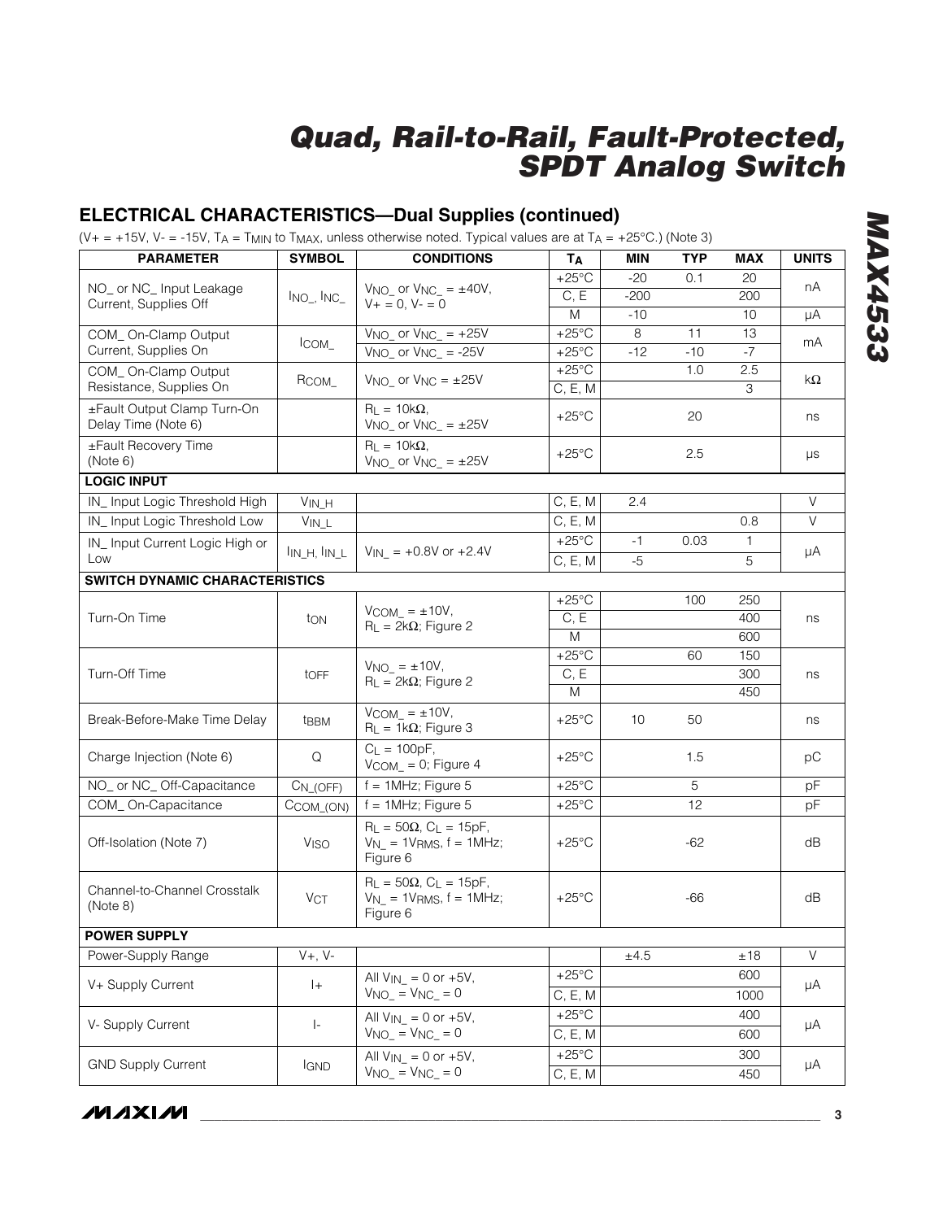## ELECTRICAL CHARACTERISTICS—Dual Supplies (continued)

($V+ = +15V$, $V- = -15V$, $T_A = T_{MIN}$ to $T_{MAX}$, unless otherwise noted. Typical values are at $T_A = +25°C$.) (Note 3)

| PARAMETER | SYMBOL | CONDITIONS | $T_A$ | MIN | TYP | MAX | UNITS |
|---|---|---|---|---|---|---|---|
| NO_ or NC_ Input Leakage Current, Supplies Off | $I_{NO\_}$, $I_{NC\_}$ | $V_{NO\_}$ or $V_{NC\_}$ = ±40V, V+ = 0, V- = 0 | +25°C | -20 | 0.1 | 20 | nA |
| | | | C, E | -200 | | 200 | |
| | | | M | -10 | | 10 | µA |
| COM_ On-Clamp Output Current, Supplies On | $I_{COM\_}$ | $V_{NO\_}$ or $V_{NC\_}$ = +25V | +25°C | 8 | 11 | 13 | mA |
| | | $V_{NO\_}$ or $V_{NC\_}$ = -25V | +25°C | -12 | -10 | -7 | |
| COM_ On-Clamp Output Resistance, Supplies On | $R_{COM\_}$ | $V_{NO\_}$ or $V_{NC}$ = ±25V | +25°C | | 1.0 | 2.5 | kΩ |
| | | | C, E, M | | | 3 | |
| ±Fault Output Clamp Turn-On Delay Time (Note 6) | | $R_L$ = 10kΩ, $V_{NO\_}$ or $V_{NC\_}$ = ±25V | +25°C | | 20 | | ns |
| ±Fault Recovery Time (Note 6) | | $R_L$ = 10kΩ, $V_{NO\_}$ or $V_{NC\_}$ = ±25V | +25°C | | 2.5 | | µs |
| **LOGIC INPUT** | | | | | | | |
| IN_ Input Logic Threshold High | $V_{IN\_H}$ | | C, E, M | 2.4 | | | V |
| IN_ Input Logic Threshold Low | $V_{IN\_L}$ | | C, E, M | | | 0.8 | V |
| IN_ Input Current Logic High or Low | $I_{IN\_H}$, $I_{IN\_L}$ | $V_{IN\_}$ = +0.8V or +2.4V | +25°C | -1 | 0.03 | 1 | µA |
| | | | C, E, M | -5 | | 5 | |
| **SWITCH DYNAMIC CHARACTERISTICS** | | | | | | | |
| Turn-On Time | $t_{ON}$ | $V_{COM\_}$ = ±10V, $R_L$ = 2kΩ; Figure 2 | +25°C | | 100 | 250 | ns |
| | | | C, E | | | 400 | |
| | | | M | | | 600 | |
| Turn-Off Time | $t_{OFF}$ | $V_{NO\_}$ = ±10V, $R_L$ = 2kΩ; Figure 2 | +25°C | | 60 | 150 | ns |
| | | | C, E | | | 300 | |
| | | | M | | | 450 | |
| Break-Before-Make Time Delay | $t_{BBM}$ | $V_{COM\_}$ = ±10V, $R_L$ = 1kΩ; Figure 3 | +25°C | 10 | 50 | | ns |
| Charge Injection (Note 6) | Q | $C_L$ = 100pF, $V_{COM\_}$ = 0; Figure 4 | +25°C | | 1.5 | | pC |
| NO_ or NC_ Off-Capacitance | $C_{N\_(OFF)}$ | f = 1MHz; Figure 5 | +25°C | | 5 | | pF |
| COM_ On-Capacitance | $C_{COM\_(ON)}$ | f = 1MHz; Figure 5 | +25°C | | 12 | | pF |
| Off-Isolation (Note 7) | $V_{ISO}$ | $R_L$ = 50Ω, $C_L$ = 15pF, $V_{N\_}$ = $1V_{RMS}$, f = 1MHz; Figure 6 | +25°C | | -62 | | dB |
| Channel-to-Channel Crosstalk (Note 8) | $V_{CT}$ | $R_L$ = 50Ω, $C_L$ = 15pF, $V_{N\_}$ = $1V_{RMS}$, f = 1MHz; Figure 6 | +25°C | | -66 | | dB |
| **POWER SUPPLY** | | | | | | | |
| Power-Supply Range | V+, V- | | | ±4.5 | | ±18 | V |
| V+ Supply Current | I+ | All $V_{IN\_}$ = 0 or +5V, $V_{NO\_}$ = $V_{NC\_}$ = 0 | +25°C | | | 600 | µA |
| | | | C, E, M | | | 1000 | |
| V- Supply Current | I- | All $V_{IN\_}$ = 0 or +5V, $V_{NO\_}$ = $V_{NC\_}$ = 0 | +25°C | | | 400 | µA |
| | | | C, E, M | | | 600 | |
| GND Supply Current | $I_{GND}$ | All $V_{IN\_}$ = 0 or +5V, $V_{NO\_}$ = $V_{NC\_}$ = 0 | +25°C | | | 300 | µA |
| | | | C, E, M | | | 450 | |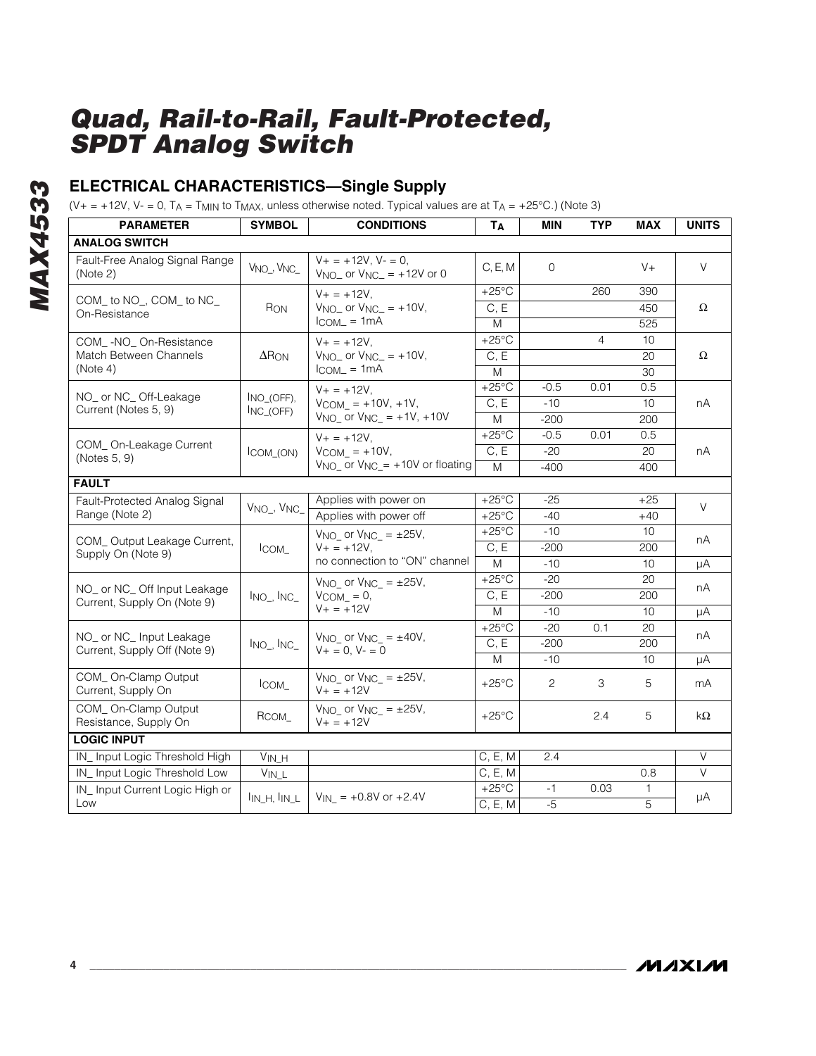# Quad, Rail-to-Rail, Fault-Protected, SPDT Analog Switch

## ELECTRICAL CHARACTERISTICS—Single Supply

($V+ = +12V$, $V- = 0$, $T_A = T_{MIN}$ to $T_{MAX}$, unless otherwise noted. Typical values are at $T_A = +25°C$.) (Note 3)

| PARAMETER | SYMBOL | CONDITIONS | $T_A$ | MIN | TYP | MAX | UNITS |
|---|---|---|---|---|---|---|---|
| **ANALOG SWITCH** | | | | | | | |
| Fault-Free Analog Signal Range (Note 2) | $V_{NO\_}$, $V_{NC\_}$ | $V+ = +12V$, $V- = 0$, $V_{NO\_}$ or $V_{NC\_} = +12V$ or 0 | C, E, M | 0 | | V+ | V |
| COM_ to NO_, COM_ to NC_ On-Resistance | $R_{ON}$ | $V+ = +12V$, $V_{NO\_}$ or $V_{NC\_} = +10V$, $I_{COM\_} = 1mA$ | +25°C | | 260 | 390 | Ω |
| | | | C, E | | | 450 | |
| | | | M | | | 525 | |
| COM_-NO_ On-Resistance Match Between Channels (Note 4) | $\Delta R_{ON}$ | $V+ = +12V$, $V_{NO\_}$ or $V_{NC\_} = +10V$, $I_{COM\_} = 1mA$ | +25°C | | 4 | 10 | Ω |
| | | | C, E | | | 20 | |
| | | | M | | | 30 | |
| NO_ or NC_ Off-Leakage Current (Notes 5, 9) | $I_{NO\_(OFF)}$, $I_{NC\_(OFF)}$ | $V+ = +12V$, $V_{COM\_} = +10V, +1V$, $V_{NO\_}$ or $V_{NC\_} = +1V, +10V$ | +25°C | -0.5 | 0.01 | 0.5 | nA |
| | | | C, E | -10 | | 10 | |
| | | | M | -200 | | 200 | |
| COM_ On-Leakage Current (Notes 5, 9) | $I_{COM\_(ON)}$ | $V+ = +12V$, $V_{COM\_} = +10V$, $V_{NO\_}$ or $V_{NC\_} = +10V$ or floating | +25°C | -0.5 | 0.01 | 0.5 | nA |
| | | | C, E | -20 | | 20 | |
| | | | M | -400 | | 400 | |
| **FAULT** | | | | | | | |
| Fault-Protected Analog Signal Range (Note 2) | $V_{NO\_}$, $V_{NC\_}$ | Applies with power on | +25°C | -25 | | +25 | V |
| | | Applies with power off | +25°C | -40 | | +40 | |
| COM_ Output Leakage Current, Supply On (Note 9) | $I_{COM\_}$ | $V_{NO\_}$ or $V_{NC\_} = \pm25V$, $V+ = +12V$, no connection to "ON" channel | +25°C | -10 | | 10 | nA |
| | | | C, E | -200 | | 200 | |
| | | | M | -10 | | 10 | µA |
| NO_ or NC_ Off Input Leakage Current, Supply On (Note 9) | $I_{NO\_}$, $I_{NC\_}$ | $V_{NO\_}$ or $V_{NC\_} = \pm25V$, $V_{COM\_} = 0$, $V+ = +12V$ | +25°C | -20 | | 20 | nA |
| | | | C, E | -200 | | 200 | |
| | | | M | -10 | | 10 | µA |
| NO_ or NC_ Input Leakage Current, Supply Off (Note 9) | $I_{NO\_}$, $I_{NC\_}$ | $V_{NO\_}$ or $V_{NC\_} = \pm40V$, $V+ = 0$, $V- = 0$ | +25°C | -20 | 0.1 | 20 | nA |
| | | | C, E | -200 | | 200 | |
| | | | M | -10 | | 10 | µA |
| COM_ On-Clamp Output Current, Supply On | $I_{COM\_}$ | $V_{NO\_}$ or $V_{NC\_} = \pm25V$, $V+ = +12V$ | +25°C | 2 | 3 | 5 | mA |
| COM_ On-Clamp Output Resistance, Supply On | $R_{COM\_}$ | $V_{NO\_}$ or $V_{NC\_} = \pm25V$, $V+ = +12V$ | +25°C | | 2.4 | 5 | kΩ |
| **LOGIC INPUT** | | | | | | | |
| IN_ Input Logic Threshold High | $V_{IN\_H}$ | | C, E, M | 2.4 | | | V |
| IN_ Input Logic Threshold Low | $V_{IN\_L}$ | | C, E, M | | | 0.8 | V |
| IN_ Input Current Logic High or Low | $I_{IN\_H}$, $I_{IN\_L}$ | $V_{IN\_} = +0.8V$ or $+2.4V$ | +25°C | -1 | 0.03 | 1 | µA |
| | | | C, E, M | -5 | | 5 | |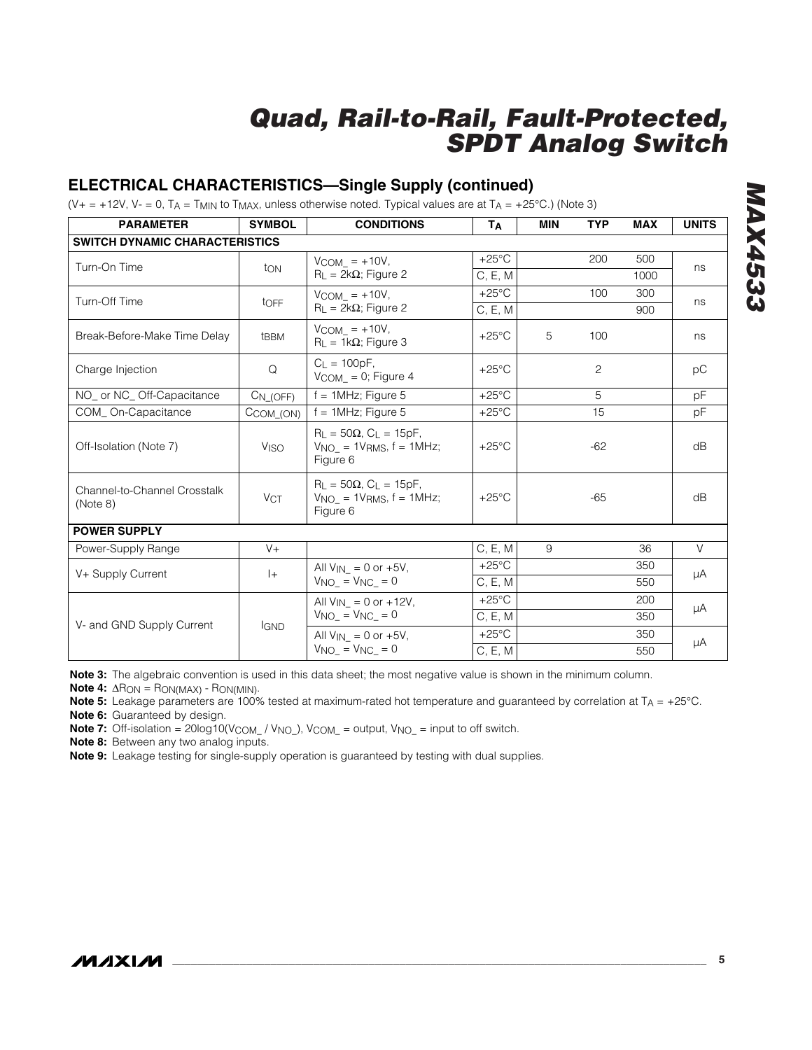## ELECTRICAL CHARACTERISTICS—Single Supply (continued)

($V+ = +12V$, $V- = 0$, $T_A = T_{MIN}$ to $T_{MAX}$, unless otherwise noted. Typical values are at $T_A = +25°C$.) (Note 3)

| PARAMETER | SYMBOL | CONDITIONS | $T_A$ | MIN | TYP | MAX | UNITS |
|---|---|---|---|---|---|---|---|
| **SWITCH DYNAMIC CHARACTERISTICS** | | | | | | | |
| Turn-On Time | $t_{ON}$ | $V_{COM\_} = +10V$, $R_L = 2k\Omega$; Figure 2 | +25°C | | 200 | 500 | ns |
| | | | C, E, M | | | 1000 | |
| Turn-Off Time | $t_{OFF}$ | $V_{COM\_} = +10V$, $R_L = 2k\Omega$; Figure 2 | +25°C | | 100 | 300 | ns |
| | | | C, E, M | | | 900 | |
| Break-Before-Make Time Delay | $t_{BBM}$ | $V_{COM\_} = +10V$, $R_L = 1k\Omega$; Figure 3 | +25°C | 5 | 100 | | ns |
| Charge Injection | Q | $C_L = 100pF$, $V_{COM\_} = 0$; Figure 4 | +25°C | | 2 | | pC |
| NO_ or NC_ Off-Capacitance | $C_{N\_(OFF)}$ | f = 1MHz; Figure 5 | +25°C | | 5 | | pF |
| COM_ On-Capacitance | $C_{COM\_(ON)}$ | f = 1MHz; Figure 5 | +25°C | | 15 | | pF |
| Off-Isolation (Note 7) | $V_{ISO}$ | $R_L = 50\Omega$, $C_L = 15pF$, $V_{NO\_} = 1V_{RMS}$, f = 1MHz; Figure 6 | +25°C | | -62 | | dB |
| Channel-to-Channel Crosstalk (Note 8) | $V_{CT}$ | $R_L = 50\Omega$, $C_L = 15pF$, $V_{NO\_} = 1V_{RMS}$, f = 1MHz; Figure 6 | +25°C | | -65 | | dB |
| **POWER SUPPLY** | | | | | | | |
| Power-Supply Range | V+ | | C, E, M | 9 | | 36 | V |
| V+ Supply Current | I+ | All $V_{IN\_} = 0$ or +5V, $V_{NO\_} = V_{NC\_} = 0$ | +25°C | | | 350 | µA |
| | | | C, E, M | | | 550 | |
| V- and GND Supply Current | $I_{GND}$ | All $V_{IN\_} = 0$ or +12V, $V_{NO\_} = V_{NC\_} = 0$ | +25°C | | | 200 | µA |
| | | | C, E, M | | | 350 | |
| | | All $V_{IN\_} = 0$ or +5V, $V_{NO\_} = V_{NC\_} = 0$ | +25°C | | | 350 | µA |
| | | | C, E, M | | | 550 | |

**Note 3:** The algebraic convention is used in this data sheet; the most negative value is shown in the minimum column.

**Note 4:** $\Delta R_{ON} = R_{ON(MAX)} - R_{ON(MIN)}$.

**Note 5:** Leakage parameters are 100% tested at maximum-rated hot temperature and guaranteed by correlation at $T_A = +25°C$.

**Note 6:** Guaranteed by design.

**Note 7:** Off-isolation = $20\log10(V_{COM\_} / V_{NO\_})$, $V_{COM\_}$ = output, $V_{NO\_}$ = input to off switch.

**Note 8:** Between any two analog inputs.

**Note 9:** Leakage testing for single-supply operation is guaranteed by testing with dual supplies.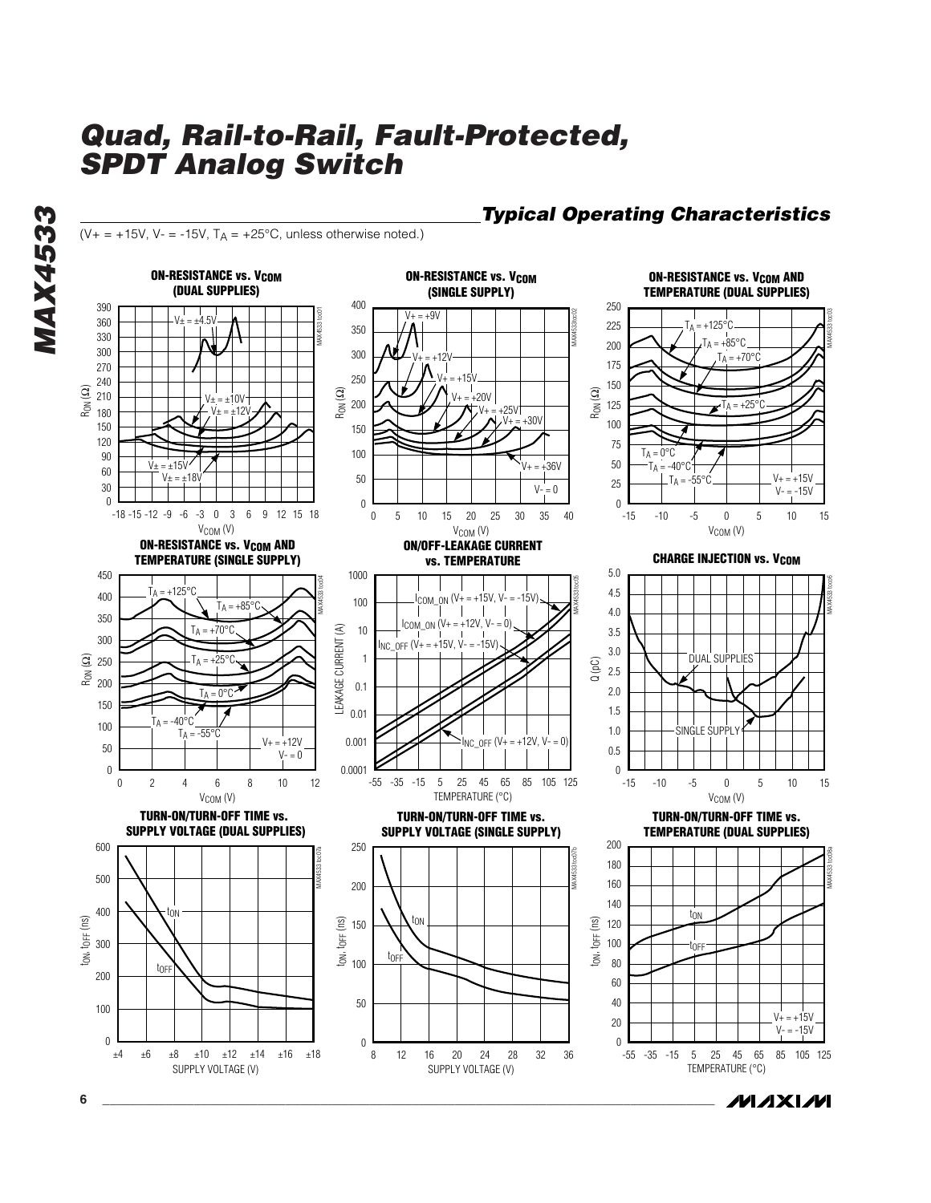## Typical Operating Characteristics

(V+ = +15V, V- = -15V, $T_A$ = +25°C, unless otherwise noted.)

**ON-RESISTANCE vs. $V_{COM}$ (DUAL SUPPLIES)**

**ON-RESISTANCE vs. $V_{COM}$ (SINGLE SUPPLY)**

**ON-RESISTANCE vs. $V_{COM}$ AND TEMPERATURE (DUAL SUPPLIES)**

**ON-RESISTANCE vs. $V_{COM}$ AND TEMPERATURE (SINGLE SUPPLY)**

**ON/OFF-LEAKAGE CURRENT vs. TEMPERATURE**

**CHARGE INJECTION vs. $V_{COM}$**

**TURN-ON/TURN-OFF TIME vs. SUPPLY VOLTAGE (DUAL SUPPLIES)**

**TURN-ON/TURN-OFF TIME vs. SUPPLY VOLTAGE (SINGLE SUPPLY)**

**TURN-ON/TURN-OFF TIME vs. TEMPERATURE (DUAL SUPPLIES)**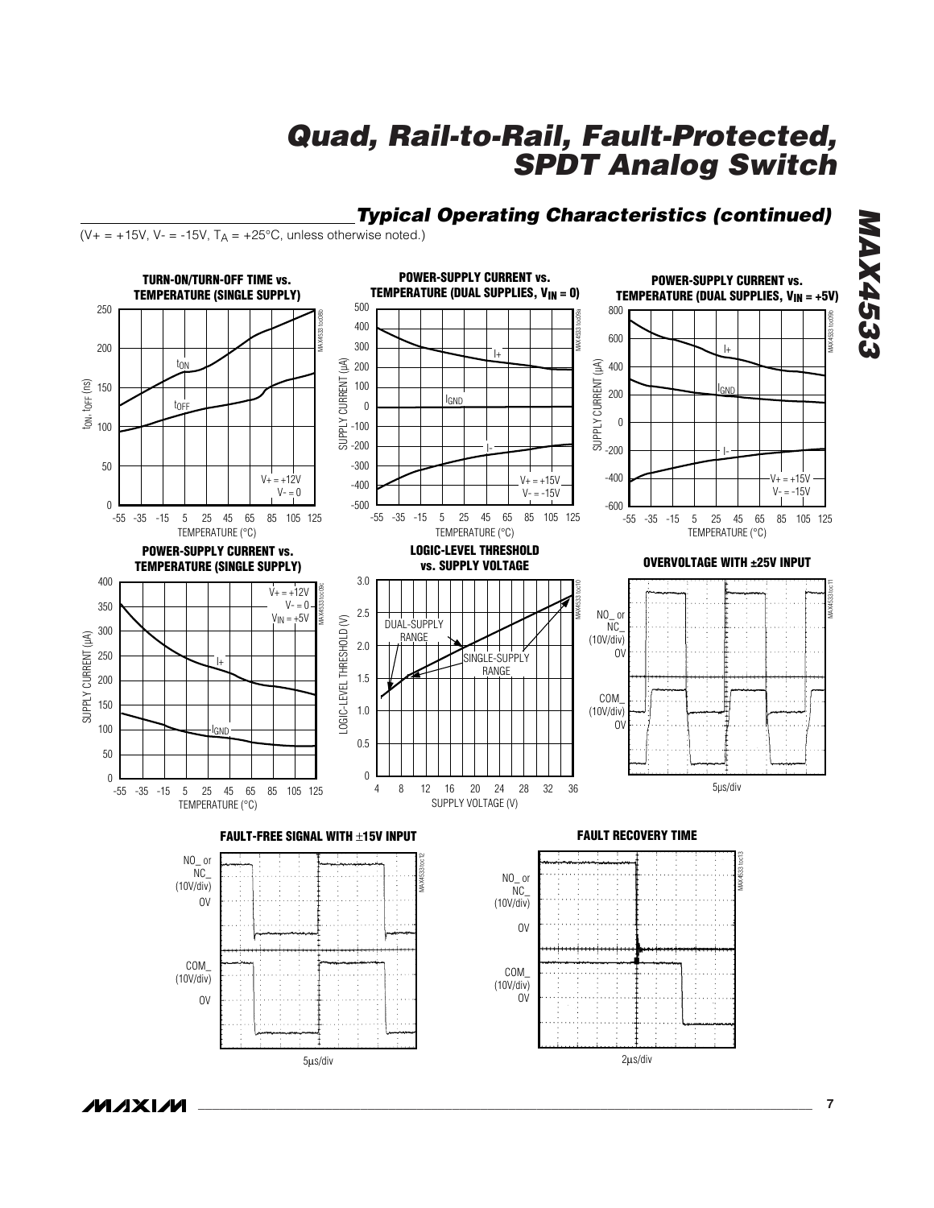## Typical Operating Characteristics (continued)

($V+ = +15V$, $V- = -15V$, $T_A = +25°C$, unless otherwise noted.)

**TURN-ON/TURN-OFF TIME vs. TEMPERATURE (SINGLE SUPPLY)**

**POWER-SUPPLY CURRENT vs. TEMPERATURE (DUAL SUPPLIES, $V_{IN}$ = 0)**

**POWER-SUPPLY CURRENT vs. TEMPERATURE (DUAL SUPPLIES, $V_{IN}$ = +5V)**

**POWER-SUPPLY CURRENT vs. TEMPERATURE (SINGLE SUPPLY)**

**LOGIC-LEVEL THRESHOLD vs. SUPPLY VOLTAGE**

**OVERVOLTAGE WITH ±25V INPUT**

**FAULT-FREE SIGNAL WITH ±15V INPUT**

**FAULT RECOVERY TIME**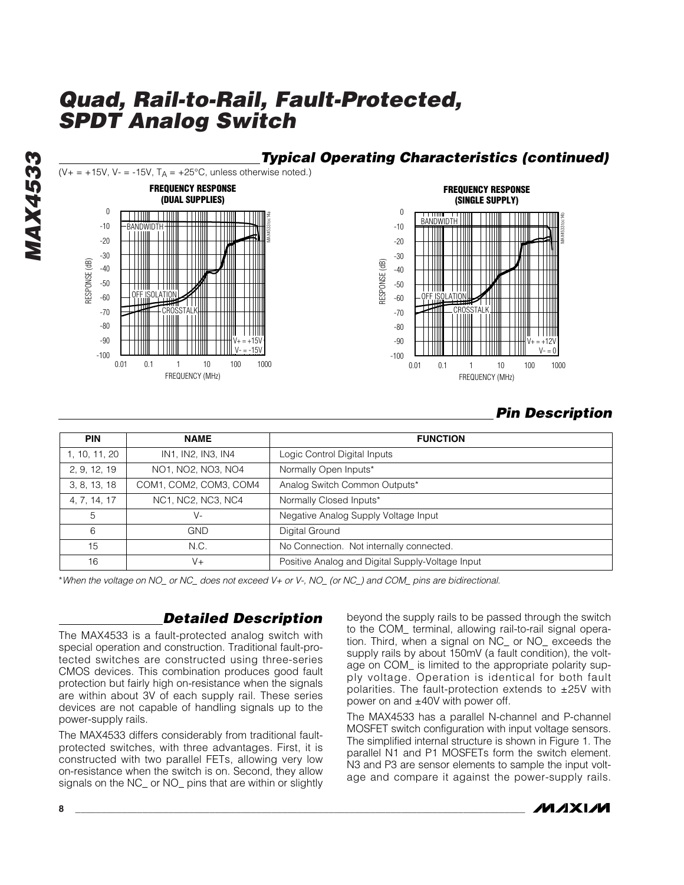## Typical Operating Characteristics (continued)

(V+ = +15V, V- = -15V, $T_A$ = +25°C, unless otherwise noted.)

**FREQUENCY RESPONSE (DUAL SUPPLIES)**

**FREQUENCY RESPONSE (SINGLE SUPPLY)**

## Pin Description

| PIN | NAME | FUNCTION |
|---|---|---|
| 1, 10, 11, 20 | IN1, IN2, IN3, IN4 | Logic Control Digital Inputs |
| 2, 9, 12, 19 | NO1, NO2, NO3, NO4 | Normally Open Inputs* |
| 3, 8, 13, 18 | COM1, COM2, COM3, COM4 | Analog Switch Common Outputs* |
| 4, 7, 14, 17 | NC1, NC2, NC3, NC4 | Normally Closed Inputs* |
| 5 | V- | Negative Analog Supply Voltage Input |
| 6 | GND | Digital Ground |
| 15 | N.C. | No Connection. Not internally connected. |
| 16 | V+ | Positive Analog and Digital Supply-Voltage Input |

*When the voltage on NO_ or NC_ does not exceed V+ or V-, NO_ (or NC_) and COM_ pins are bidirectional.*

## Detailed Description

The MAX4533 is a fault-protected analog switch with special operation and construction. Traditional fault-protected switches are constructed using three-series CMOS devices. This combination produces good fault protection but fairly high on-resistance when the signals are within about 3V of each supply rail. These series devices are not capable of handling signals up to the power-supply rails.

The MAX4533 differs considerably from traditional fault-protected switches, with three advantages. First, it is constructed with two parallel FETs, allowing very low on-resistance when the switch is on. Second, they allow signals on the NC_ or NO_ pins that are within or slightly beyond the supply rails to be passed through the switch to the COM_ terminal, allowing rail-to-rail signal operation. Third, when a signal on NC_ or NO_ exceeds the supply rails by about 150mV (a fault condition), the voltage on COM_ is limited to the appropriate polarity supply voltage. Operation is identical for both fault polarities. The fault-protection extends to ±25V with power on and ±40V with power off.

The MAX4533 has a parallel N-channel and P-channel MOSFET switch configuration with input voltage sensors. The simplified internal structure is shown in Figure 1. The parallel N1 and P1 MOSFETs form the switch element. N3 and P3 are sensor elements to sample the input voltage and compare it against the power-supply rails.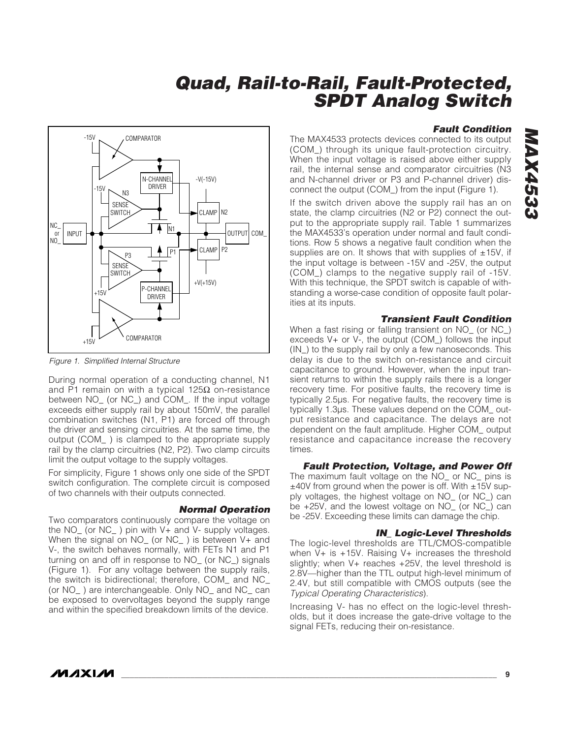Figure 1. Simplified Internal Structure

During normal operation of a conducting channel, N1 and P1 remain on with a typical 125Ω on-resistance between NO_ (or NC_) and COM_. If the input voltage exceeds either supply rail by about 150mV, the parallel combination switches (N1, P1) are forced off through the driver and sensing circuitries. At the same time, the output (COM_ ) is clamped to the appropriate supply rail by the clamp circuitries (N2, P2). Two clamp circuits limit the output voltage to the supply voltages.

For simplicity, Figure 1 shows only one side of the SPDT switch configuration. The complete circuit is composed of two channels with their outputs connected.

### Normal Operation

Two comparators continuously compare the voltage on the NO_ (or NC_ ) pin with V+ and V- supply voltages. When the signal on NO_ (or NC_ ) is between V+ and V-, the switch behaves normally, with FETs N1 and P1 turning on and off in response to NO_ (or NC_) signals (Figure 1). For any voltage between the supply rails, the switch is bidirectional; therefore, COM_ and NC_ (or NO_ ) are interchangeable. Only NO_ and NC_ can be exposed to overvoltages beyond the supply range and within the specified breakdown limits of the device.

### Fault Condition

The MAX4533 protects devices connected to its output (COM_) through its unique fault-protection circuitry. When the input voltage is raised above either supply rail, the internal sense and comparator circuitries (N3 and N-channel driver or P3 and P-channel driver) disconnect the output (COM_) from the input (Figure 1).

If the switch driven above the supply rail has an on state, the clamp circuitries (N2 or P2) connect the output to the appropriate supply rail. Table 1 summarizes the MAX4533's operation under normal and fault conditions. Row 5 shows a negative fault condition when the supplies are on. It shows that with supplies of ±15V, if the input voltage is between -15V and -25V, the output (COM_) clamps to the negative supply rail of -15V. With this technique, the SPDT switch is capable of withstanding a worse-case condition of opposite fault polarities at its inputs.

### Transient Fault Condition

When a fast rising or falling transient on NO_ (or NC_) exceeds V+ or V-, the output (COM_) follows the input (IN_) to the supply rail by only a few nanoseconds. This delay is due to the switch on-resistance and circuit capacitance to ground. However, when the input transient returns to within the supply rails there is a longer recovery time. For positive faults, the recovery time is typically 2.5µs. For negative faults, the recovery time is typically 1.3µs. These values depend on the COM_ output resistance and capacitance. The delays are not dependent on the fault amplitude. Higher COM_ output resistance and capacitance increase the recovery times.

### Fault Protection, Voltage, and Power Off

The maximum fault voltage on the NO_ or NC_ pins is ±40V from ground when the power is off. With ±15V supply voltages, the highest voltage on NO_ (or NC_) can be +25V, and the lowest voltage on NO_ (or NC_) can be -25V. Exceeding these limits can damage the chip.

### IN_ Logic-Level Thresholds

The logic-level thresholds are TTL/CMOS-compatible when V+ is +15V. Raising V+ increases the threshold slightly; when V+ reaches +25V, the level threshold is 2.8V—higher than the TTL output high-level minimum of 2.4V, but still compatible with CMOS outputs (see the *Typical Operating Characteristics*).

Increasing V- has no effect on the logic-level thresholds, but it does increase the gate-drive voltage to the signal FETs, reducing their on-resistance.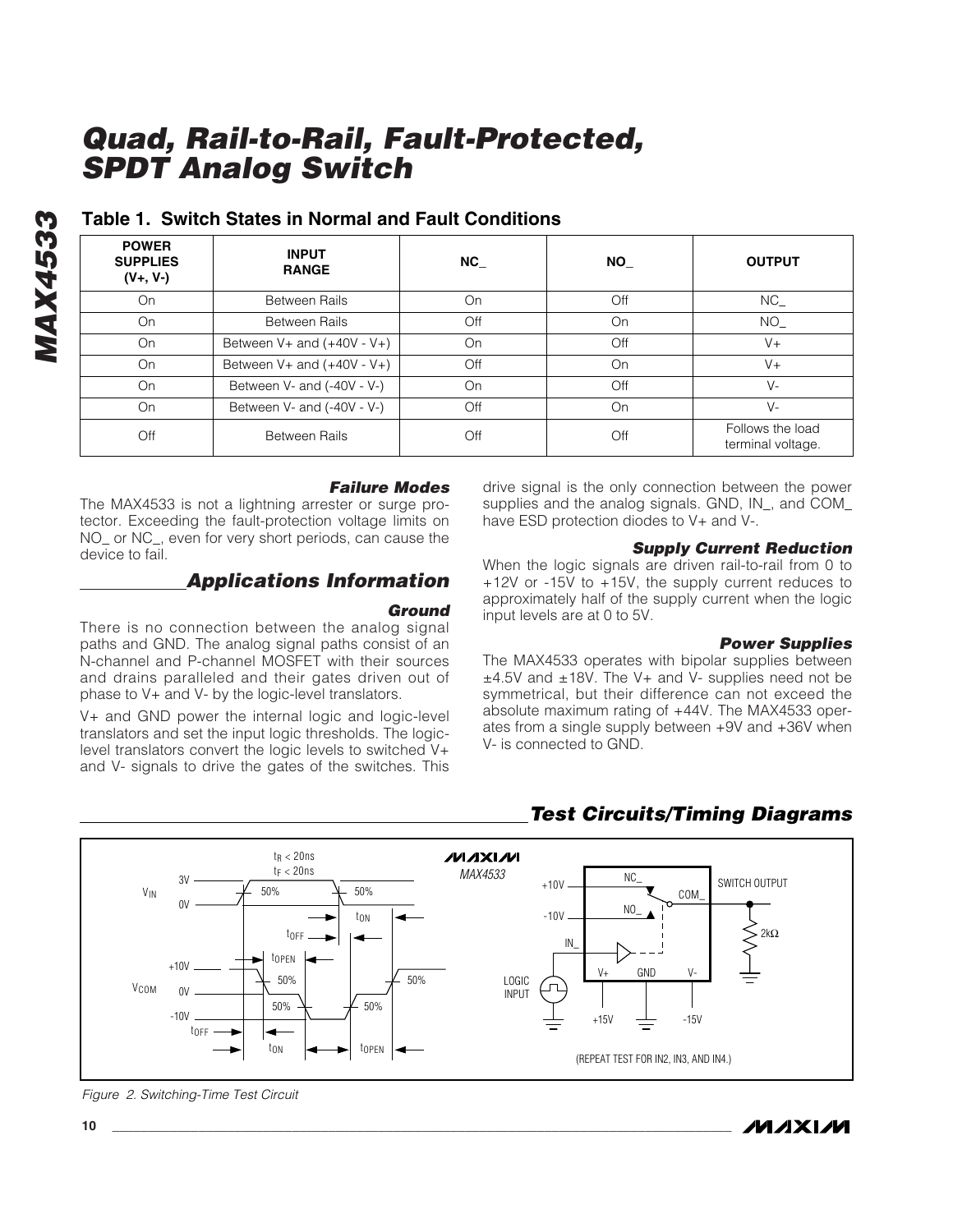# Quad, Rail-to-Rail, Fault-Protected, SPDT Analog Switch

## Table 1. Switch States in Normal and Fault Conditions

| POWER SUPPLIES (V+, V-) | INPUT RANGE | NC_ | NO_ | OUTPUT |
|---|---|---|---|---|
| On | Between Rails | On | Off | NC_ |
| On | Between Rails | Off | On | NO_ |
| On | Between V+ and (+40V - V+) | On | Off | V+ |
| On | Between V+ and (+40V - V+) | Off | On | V+ |
| On | Between V- and (-40V - V-) | On | Off | V- |
| On | Between V- and (-40V - V-) | Off | On | V- |
| Off | Between Rails | Off | Off | Follows the load terminal voltage. |

### Failure Modes

The MAX4533 is not a lightning arrester or surge protector. Exceeding the fault-protection voltage limits on NO_ or NC_, even for very short periods, can cause the device to fail.

## Applications Information

### Ground

There is no connection between the analog signal paths and GND. The analog signal paths consist of an N-channel and P-channel MOSFET with their sources and drains paralleled and their gates driven out of phase to V+ and V- by the logic-level translators.

V+ and GND power the internal logic and logic-level translators and set the input logic thresholds. The logic-level translators convert the logic levels to switched V+ and V- signals to drive the gates of the switches. This drive signal is the only connection between the power supplies and the analog signals. GND, IN_, and COM_ have ESD protection diodes to V+ and V-.

### Supply Current Reduction

When the logic signals are driven rail-to-rail from 0 to +12V or -15V to +15V, the supply current reduces to approximately half of the supply current when the logic input levels are at 0 to 5V.

### Power Supplies

The MAX4533 operates with bipolar supplies between ±4.5V and ±18V. The V+ and V- supplies need not be symmetrical, but their difference can not exceed the absolute maximum rating of +44V. The MAX4533 operates from a single supply between +9V and +36V when V- is connected to GND.

## Test Circuits/Timing Diagrams

$t_R$ < 20ns
$t_F$ < 20ns

$V_{IN}$: 3V, 0V, 50%, 50%

$V_{COM}$: +10V, 0V, -10V, 50%, 50%, 50%, 50%

$t_{OFF}$, $t_{ON}$, $t_{OPEN}$

MAX4533

+10V, -10V, NC_, NO_, COM_, IN_, V+, GND, V-, SWITCH OUTPUT, 2kΩ, LOGIC INPUT, +15V, -15V

(REPEAT TEST FOR IN2, IN3, AND IN4.)

*Figure 2. Switching-Time Test Circuit*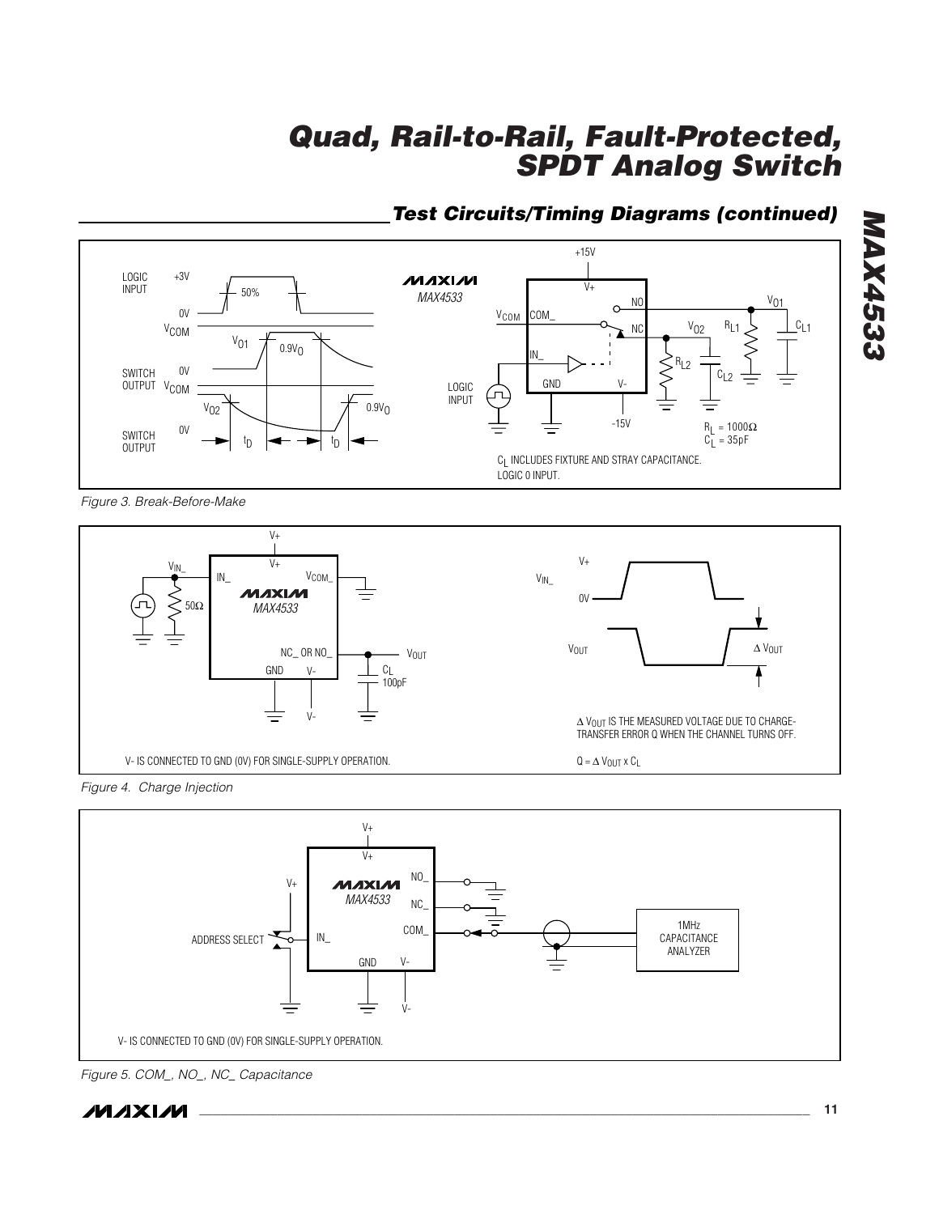## Test Circuits/Timing Diagrams (continued)

LOGIC INPUT +3V 50% 0V

$V_{COM}$ $V_{01}$ $0.9V_0$

SWITCH OUTPUT 0V $V_{COM}$

$V_{02}$ $0.9V_0$

SWITCH OUTPUT 0V $t_D$ $t_D$

MAX4533

+15V V+ NO $V_{01}$ $V_{COM}$ COM_ NC $V_{02}$ $R_{L1}$ $C_{L1}$ IN_ $R_{L2}$ $C_{L2}$ LOGIC INPUT GND V- -15V

$R_L$ = 1000Ω
$C_L$ = 35pF

$C_L$ INCLUDES FIXTURE AND STRAY CAPACITANCE.
LOGIC 0 INPUT.

*Figure 3. Break-Before-Make*

V+ $V_{IN\_}$ IN_ V+ $V_{COM\_}$ 50Ω MAX4533 NC_ OR NO_ $V_{OUT}$ GND V- $C_L$ 100pF V-

$V_{IN\_}$ V+ 0V $V_{OUT}$ $\Delta V_{OUT}$

$\Delta V_{OUT}$ IS THE MEASURED VOLTAGE DUE TO CHARGE-TRANSFER ERROR Q WHEN THE CHANNEL TURNS OFF.

V- IS CONNECTED TO GND (0V) FOR SINGLE-SUPPLY OPERATION.

$Q = \Delta V_{OUT} \times C_L$

*Figure 4. Charge Injection*

V+ V+ MAX4533 NO_ NC_ COM_ V+ ADDRESS SELECT IN_ GND V- V- 1MHz CAPACITANCE ANALYZER

V- IS CONNECTED TO GND (0V) FOR SINGLE-SUPPLY OPERATION.

*Figure 5. COM_, NO_, NC_ Capacitance*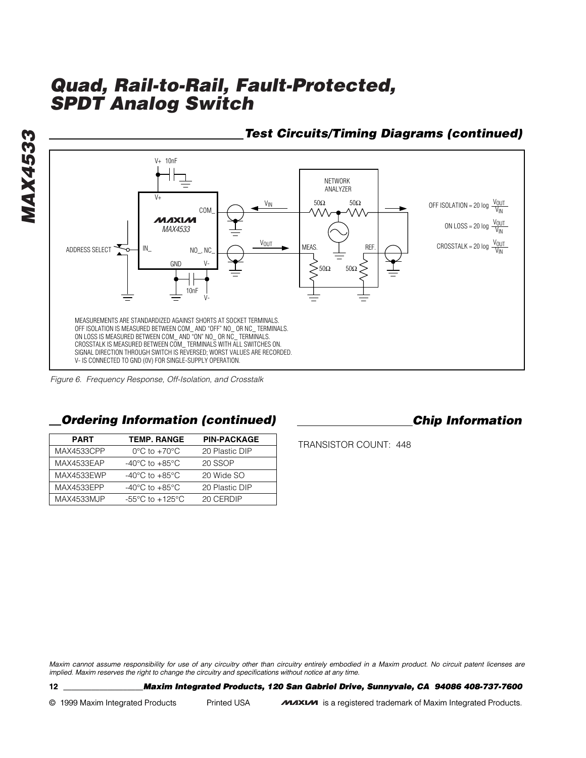## Test Circuits/Timing Diagrams (continued)

V+ 10nF

V+

COM_

MAX4533

ADDRESS SELECT

IN_

NO_, NC_

GND

V-

10nF

V-

$V_{IN}$

$V_{OUT}$

NETWORK ANALYZER

50Ω

50Ω

MEAS.

REF.

50Ω

50Ω

OFF ISOLATION = 20 log $\frac{V_{OUT}}{V_{IN}}$

ON LOSS = 20 log $\frac{V_{OUT}}{V_{IN}}$

CROSSTALK = 20 log $\frac{V_{OUT}}{V_{IN}}$

MEASUREMENTS ARE STANDARDIZED AGAINST SHORTS AT SOCKET TERMINALS.
OFF ISOLATION IS MEASURED BETWEEN COM_ AND "OFF" NO_ OR NC_ TERMINALS.
ON LOSS IS MEASURED BETWEEN COM_ AND "ON" NO_ OR NC_ TERMINALS.
CROSSTALK IS MEASURED BETWEEN COM_ TERMINALS WITH ALL SWITCHES ON.
SIGNAL DIRECTION THROUGH SWITCH IS REVERSED; WORST VALUES ARE RECORDED.
V- IS CONNECTED TO GND (0V) FOR SINGLE-SUPPLY OPERATION.

*Figure 6. Frequency Response, Off-Isolation, and Crosstalk*

## Ordering Information (continued)

| PART | TEMP. RANGE | PIN-PACKAGE |
|---|---|---|
| MAX4533CPP | 0°C to +70°C | 20 Plastic DIP |
| MAX4533EAP | -40°C to +85°C | 20 SSOP |
| MAX4533EWP | -40°C to +85°C | 20 Wide SO |
| MAX4533EPP | -40°C to +85°C | 20 Plastic DIP |
| MAX4533MJP | -55°C to +125°C | 20 CERDIP |

## Chip Information

TRANSISTOR COUNT: 448

*Maxim cannot assume responsibility for use of any circuitry other than circuitry entirely embodied in a Maxim product. No circuit patent licenses are implied. Maxim reserves the right to change the circuitry and specifications without notice at any time.*

**Maxim Integrated Products, 120 San Gabriel Drive, Sunnyvale, CA 94086 408-737-7600**

© 1999 Maxim Integrated Products Printed USA MAXIM is a registered trademark of Maxim Integrated Products.